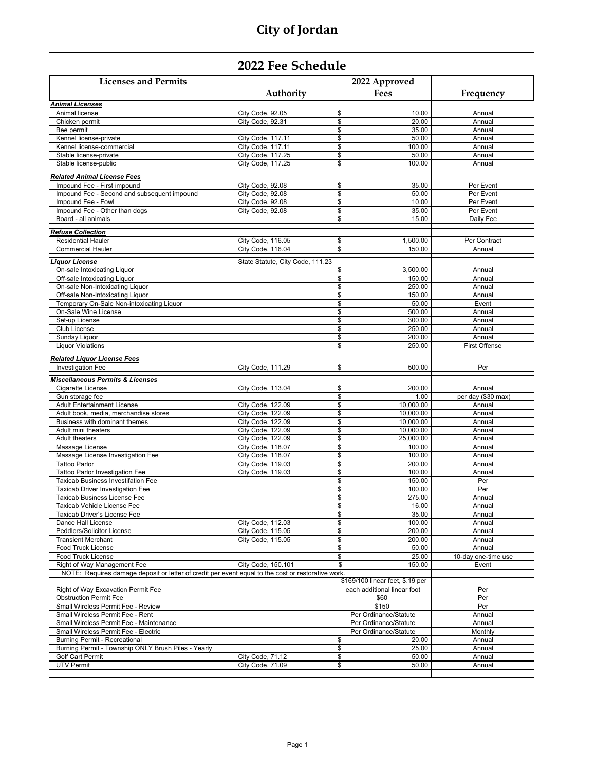# City of Jordan

## 2022 Fee Schedule

| Licenses and Permits | Authority | 2022 Approved Fees | Frequency |
|---|---|---|---|
| ***Animal Licenses*** | | | |
| Animal license | City Code, 92.05 | $ 10.00 | Annual |
| Chicken permit | City Code, 92.31 | $ 20.00 | Annual |
| Bee permit | | $ 35.00 | Annual |
| Kennel license-private | City Code, 117.11 | $ 50.00 | Annual |
| Kennel license-commercial | City Code, 117.11 | $ 100.00 | Annual |
| Stable license-private | City Code, 117.25 | $ 50.00 | Annual |
| Stable license-public | City Code, 117.25 | $ 100.00 | Annual |
| ***Related Animal License Fees*** | | | |
| Impound Fee - First impound | City Code, 92.08 | $ 35.00 | Per Event |
| Impound Fee - Second and subsequent impound | City Code, 92.08 | $ 50.00 | Per Event |
| Impound Fee - Fowl | City Code, 92.08 | $ 10.00 | Per Event |
| Impound Fee - Other than dogs | City Code, 92.08 | $ 35.00 | Per Event |
| Board - all animals | | $ 15.00 | Daily Fee |
| ***Refuse Collection*** | | | |
| Residential Hauler | City Code, 116.05 | $ 1,500.00 | Per Contract |
| Commercial Hauler | City Code, 116.04 | $ 150.00 | Annual |
| ***Liquor License*** | State Statute, City Code, 111.23 | | |
| On-sale Intoxicating Liquor | | $ 3,500.00 | Annual |
| Off-sale Intoxicating Liquor | | $ 150.00 | Annual |
| On-sale Non-Intoxicating Liquor | | $ 250.00 | Annual |
| Off-sale Non-Intoxicating Liquor | | $ 150.00 | Annual |
| Temporary On-Sale Non-intoxicating Liquor | | $ 50.00 | Event |
| On-Sale Wine License | | $ 500.00 | Annual |
| Set-up License | | $ 300.00 | Annual |
| Club License | | $ 250.00 | Annual |
| Sunday Liquor | | $ 200.00 | Annual |
| Liquor Violations | | $ 250.00 | First Offense |
| ***Related Liquor License Fees*** | | | |
| Investigation Fee | City Code, 111.29 | $ 500.00 | Per |
| ***Miscellaneous Permits & Licenses*** | | | |
| Cigarette License | City Code, 113.04 | $ 200.00 | Annual |
| Gun storage fee | | $ 1.00 | per day ($30 max) |
| Adult Entertainment License | City Code, 122.09 | $ 10,000.00 | Annual |
| Adult book, media, merchandise stores | City Code, 122.09 | $ 10,000.00 | Annual |
| Business with dominant themes | City Code, 122.09 | $ 10,000.00 | Annual |
| Adult mini theaters | City Code, 122.09 | $ 10,000.00 | Annual |
| Adult theaters | City Code, 122.09 | $ 25,000.00 | Annual |
| Massage License | City Code, 118.07 | $ 100.00 | Annual |
| Massage License Investigation Fee | City Code, 118.07 | $ 100.00 | Annual |
| Tattoo Parlor | City Code, 119.03 | $ 200.00 | Annual |
| Tattoo Parlor Investigation Fee | City Code, 119.03 | $ 100.00 | Annual |
| Taxicab Business Investifation Fee | | $ 150.00 | Per |
| Taxicab Driver Investigation Fee | | $ 100.00 | Per |
| Taxicab Business License Fee | | $ 275.00 | Annual |
| Taxicab Vehicle License Fee | | $ 16.00 | Annual |
| Taxicab Driver's License Fee | | $ 35.00 | Annual |
| Dance Hall License | City Code, 112.03 | $ 100.00 | Annual |
| Peddlers/Solicitor License | City Code, 115.05 | $ 200.00 | Annual |
| Transient Merchant | City Code, 115.05 | $ 200.00 | Annual |
| Food Truck License | | $ 50.00 | Annual |
| Food Truck License | | $ 25.00 | 10-day one-time use |
| Right of Way Management Fee | City Code, 150.101 | $ 150.00 | Event |
| NOTE: Requires damage deposit or letter of credit per event equal to the cost or restorative work. | | | |
| Right of Way Excavation Permit Fee | | $169/100 linear feet, $.19 per each additional linear foot | Per |
| Obstruction Permit Fee | | $60 | Per |
| Small Wireless Permit Fee - Review | | $150 | Per |
| Small Wireless Permit Fee - Rent | | Per Ordinance/Statute | Annual |
| Small Wireless Permit Fee - Maintenance | | Per Ordinance/Statute | Annual |
| Small Wireless Permit Fee - Electric | | Per Ordinance/Statute | Monthly |
| Burning Permit - Recreational | | $ 20.00 | Annual |
| Burning Permit - Township ONLY Brush Piles - Yearly | | $ 25.00 | Annual |
| Golf Cart Permit | City Code, 71.12 | $ 50.00 | Annual |
| UTV Permit | City Code, 71.09 | $ 50.00 | Annual |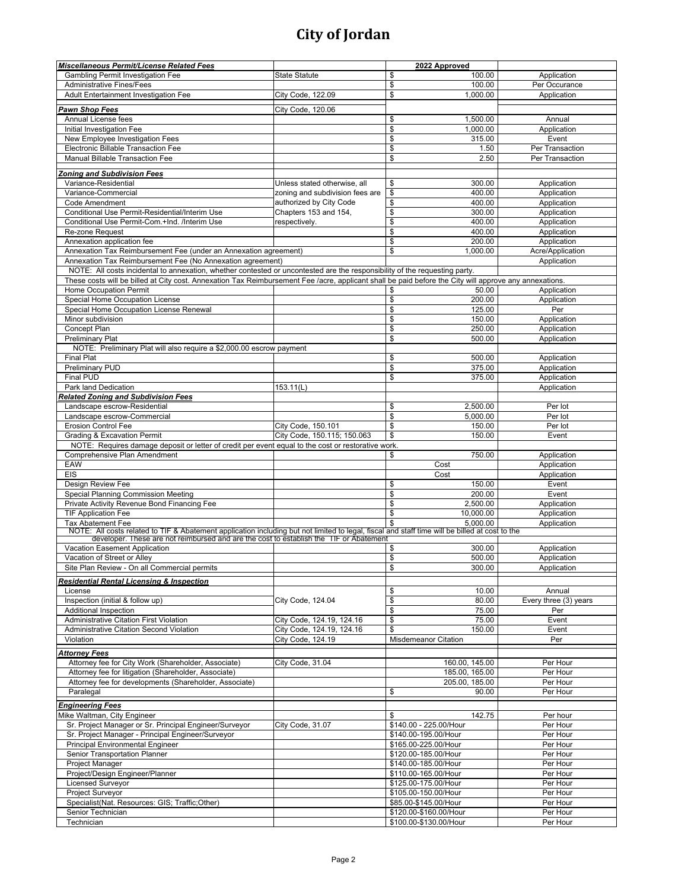# City of Jordan

| *Miscellaneous Permit/License Related Fees* | | 2022 Approved | |
|---|---|---|---|
| Gambling Permit Investigation Fee | State Statute | $ 100.00 | Application |
| Administrative Fines/Fees | | $ 100.00 | Per Occurance |
| Adult Entertainment Investigation Fee | City Code, 122.09 | $ 1,000.00 | Application |
| *Pawn Shop Fees* | City Code, 120.06 | | |
| Annual License fees | | $ 1,500.00 | Annual |
| Initial Investigation Fee | | $ 1,000.00 | Application |
| New Employee Investigation Fees | | $ 315.00 | Event |
| Electronic Billable Transaction Fee | | $ 1.50 | Per Transaction |
| Manual Billable Transaction Fee | | $ 2.50 | Per Transaction |
| *Zoning and Subdivision Fees* | | | |
| Variance-Residential | Unless stated otherwise, all zoning and subdivision fees are authorized by City Code Chapters 153 and 154, respectively. | $ 300.00 | Application |
| Variance-Commercial | | $ 400.00 | Application |
| Code Amendment | | $ 400.00 | Application |
| Conditional Use Permit-Residential/Interim Use | | $ 300.00 | Application |
| Conditional Use Permit-Com.+Ind. /Interim Use | | $ 400.00 | Application |
| Re-zone Request | | $ 400.00 | Application |
| Annexation application fee | | $ 200.00 | Application |
| Annexation Tax Reimbursement Fee (under an Annexation agreement) | | $ 1,000.00 | Acre/Application |
| Annexation Tax Reimbursement Fee (No Annexation agreement) | | | Application |
| NOTE: All costs incidental to annexation, whether contested or uncontested are the responsibility of the requesting party. | | | |
| These costs will be billed at City cost. Annexation Tax Reimbursement Fee /acre, applicant shall be paid before the City will approve any annexations. | | | |
| Home Occupation Permit | | $ 50.00 | Application |
| Special Home Occupation License | | $ 200.00 | Application |
| Special Home Occupation License Renewal | | $ 125.00 | Per |
| Minor subdivision | | $ 150.00 | Application |
| Concept Plan | | $ 250.00 | Application |
| Preliminary Plat | | $ 500.00 | Application |
| NOTE: Preliminary Plat will also require a $2,000.00 escrow payment | | | |
| Final Plat | | $ 500.00 | Application |
| Preliminary PUD | | $ 375.00 | Application |
| Final PUD | | $ 375.00 | Application |
| Park land Dedication | 153.11(L) | | Application |
| *Related Zoning and Subdivision Fees* | | | |
| Landscape escrow-Residential | | $ 2,500.00 | Per lot |
| Landscape escrow-Commercial | | $ 5,000.00 | Per lot |
| Erosion Control Fee | City Code, 150.101 | $ 150.00 | Per lot |
| Grading & Excavation Permit | City Code, 150.115; 150.063 | $ 150.00 | Event |
| NOTE: Requires damage deposit or letter of credit per event equal to the cost or restorative work. | | | |
| Comprehensive Plan Amendment | | $ 750.00 | Application |
| EAW | | Cost | Application |
| EIS | | Cost | Application |
| Design Review Fee | | $ 150.00 | Event |
| Special Planning Commission Meeting | | $ 200.00 | Event |
| Private Activity Revenue Bond Financing Fee | | $ 2,500.00 | Application |
| TIF Application Fee | | $ 10,000.00 | Application |
| Tax Abatement Fee | | $ 5,000.00 | Application |
| NOTE: All costs related to TIF & Abatement application including but not limited to legal, fiscal and staff time will be billed at cost to the developer. These are not reimbursed and are the cost to establish the TIF or Abatement | | | |
| Vacation Easement Application | | $ 300.00 | Application |
| Vacation of Street or Alley | | $ 500.00 | Application |
| Site Plan Review - On all Commercial permits | | $ 300.00 | Application |
| *Residential Rental Licensing & Inspection* | | | |
| License | | $ 10.00 | Annual |
| Inspection (initial & follow up) | City Code, 124.04 | $ 80.00 | Every three (3) years |
| Additional Inspection | | $ 75.00 | Per |
| Administrative Citation First Violation | City Code, 124.19, 124.16 | $ 75.00 | Event |
| Administrative Citation Second Violation | City Code, 124.19, 124.16 | $ 150.00 | Event |
| Violation | City Code, 124.19 | Misdemeanor Citation | Per |
| *Attorney Fees* | | | |
| Attorney fee for City Work (Shareholder, Associate) | City Code, 31.04 | 160.00, 145.00 | Per Hour |
| Attorney fee for litigation (Shareholder, Associate) | | 185.00, 165.00 | Per Hour |
| Attorney fee for developments (Shareholder, Associate) | | 205.00, 185.00 | Per Hour |
| Paralegal | | $ 90.00 | Per Hour |
| *Engineering Fees* | | | |
| Mike Waltman, City Engineer | | $ 142.75 | Per hour |
| Sr. Project Manager or Sr. Principal Engineer/Surveyor | City Code, 31.07 | $140.00 - 225.00/Hour | Per Hour |
| Sr. Project Manager - Principal Engineer/Surveyor | | $140.00-195.00/Hour | Per Hour |
| Principal Environmental Engineer | | $165.00-225.00/Hour | Per Hour |
| Senior Transportation Planner | | $120.00-185.00/Hour | Per Hour |
| Project Manager | | $140.00-185.00/Hour | Per Hour |
| Project/Design Engineer/Planner | | $110.00-165.00/Hour | Per Hour |
| Licensed Surveyor | | $125.00-175.00/Hour | Per Hour |
| Project Surveyor | | $105.00-150.00/Hour | Per Hour |
| Specialist(Nat. Resources: GIS; Traffic;Other) | | $85.00-$145.00/Hour | Per Hour |
| Senior Technician | | $120.00-$160.00/Hour | Per Hour |
| Technician | | $100.00-$130.00/Hour | Per Hour |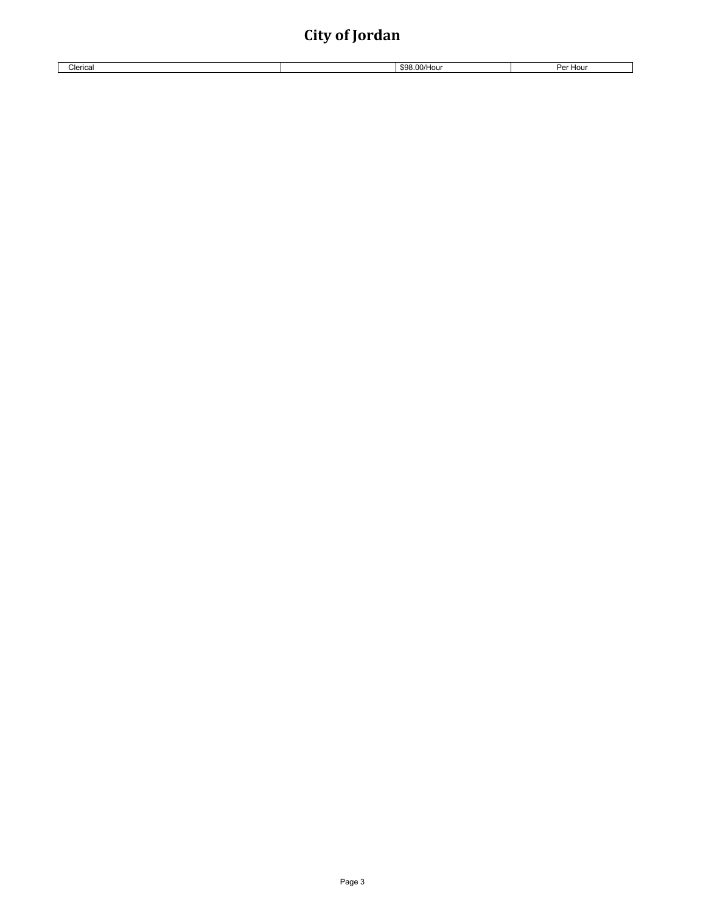| Clerical | | $98.00/Hour | Per Hour |
|---|---|---|---|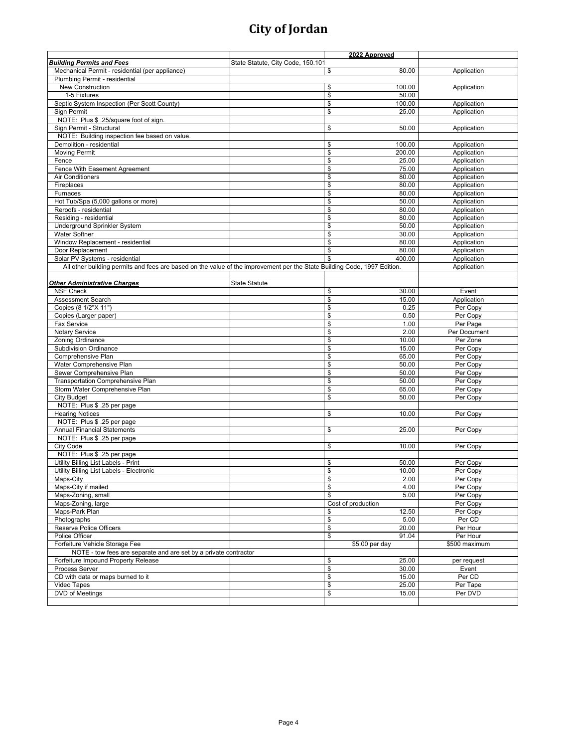# City of Jordan

| | | 2022 Approved | |
|---|---|---|---|
| ***Building Permits and Fees*** | State Statute, City Code, 150.101 | | |
| Mechanical Permit - residential (per appliance) | | $ 80.00 | Application |
| Plumbing Permit - residential | | | |
| New Construction | | $ 100.00 | Application |
| 1-5 Fixtures | | $ 50.00 | |
| Septic System Inspection (Per Scott County) | | $ 100.00 | Application |
| Sign Permit | | $ 25.00 | Application |
| NOTE: Plus $ .25/square foot of sign. | | | |
| Sign Permit - Structural | | $ 50.00 | Application |
| NOTE: Building inspection fee based on value. | | | |
| Demolition - residential | | $ 100.00 | Application |
| Moving Permit | | $ 200.00 | Application |
| Fence | | $ 25.00 | Application |
| Fence With Easement Agreement | | $ 75.00 | Application |
| Air Conditioners | | $ 80.00 | Application |
| Fireplaces | | $ 80.00 | Application |
| Furnaces | | $ 80.00 | Application |
| Hot Tub/Spa (5,000 gallons or more) | | $ 50.00 | Application |
| Reroofs - residential | | $ 80.00 | Application |
| Residing - residential | | $ 80.00 | Application |
| Underground Sprinkler System | | $ 50.00 | Application |
| Water Softner | | $ 30.00 | Application |
| Window Replacement - residential | | $ 80.00 | Application |
| Door Replacement | | $ 80.00 | Application |
| Solar PV Systems - residential | | $ 400.00 | Application |
| All other building permits and fees are based on the value of the improvement per the State Building Code, 1997 Edition. | | | Application |
| | | | |
| ***Other Administrative Charges*** | State Statute | | |
| NSF Check | | $ 30.00 | Event |
| Assessment Search | | $ 15.00 | Application |
| Copies (8 1/2"X 11") | | $ 0.25 | Per Copy |
| Copies (Larger paper) | | $ 0.50 | Per Copy |
| Fax Service | | $ 1.00 | Per Page |
| Notary Service | | $ 2.00 | Per Document |
| Zoning Ordinance | | $ 10.00 | Per Zone |
| Subdivision Ordinance | | $ 15.00 | Per Copy |
| Comprehensive Plan | | $ 65.00 | Per Copy |
| Water Comprehensive Plan | | $ 50.00 | Per Copy |
| Sewer Comprehensive Plan | | $ 50.00 | Per Copy |
| Transportation Comprehensive Plan | | $ 50.00 | Per Copy |
| Storm Water Comprehensive Plan | | $ 65.00 | Per Copy |
| City Budget | | $ 50.00 | Per Copy |
| NOTE: Plus $ .25 per page | | | |
| Hearing Notices | | $ 10.00 | Per Copy |
| NOTE: Plus $ .25 per page | | | |
| Annual Financial Statements | | $ 25.00 | Per Copy |
| NOTE: Plus $ .25 per page | | | |
| City Code | | $ 10.00 | Per Copy |
| NOTE: Plus $ .25 per page | | | |
| Utility Billing List Labels - Print | | $ 50.00 | Per Copy |
| Utility Billing List Labels - Electronic | | $ 10.00 | Per Copy |
| Maps-City | | $ 2.00 | Per Copy |
| Maps-City if mailed | | $ 4.00 | Per Copy |
| Maps-Zoning, small | | $ 5.00 | Per Copy |
| Maps-Zoning, large | | Cost of production | Per Copy |
| Maps-Park Plan | | $ 12.50 | Per Copy |
| Photographs | | $ 5.00 | Per CD |
| Reserve Police Officers | | $ 20.00 | Per Hour |
| Police Officer | | $ 91.04 | Per Hour |
| Forfeiture Vehicle Storage Fee | | $5.00 per day | $500 maximum |
| NOTE - tow fees are separate and are set by a private contractor | | | |
| Forfeiture Impound Property Release | | $ 25.00 | per request |
| Process Server | | $ 30.00 | Event |
| CD with data or maps burned to it | | $ 15.00 | Per CD |
| Video Tapes | | $ 25.00 | Per Tape |
| DVD of Meetings | | $ 15.00 | Per DVD |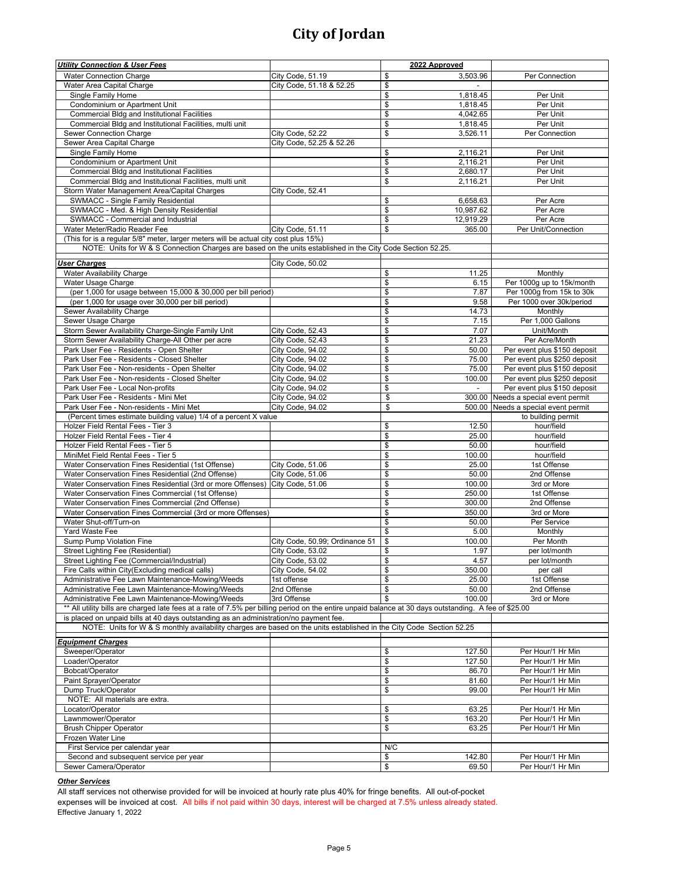# City of Jordan

| *Utility Connection & User Fees* | | 2022 Approved | |
|---|---|---|---|
| Water Connection Charge | City Code, 51.19 | $ 3,503.96 | Per Connection |
| Water Area Capital Charge | City Code, 51.18 & 52.25 | $ - | |
| Single Family Home | | $ 1,818.45 | Per Unit |
| Condominium or Apartment Unit | | $ 1,818.45 | Per Unit |
| Commercial Bldg and Institutional Facilities | | $ 4,042.65 | Per Unit |
| Commercial Bldg and Institutional Facilities, multi unit | | $ 1,818.45 | Per Unit |
| Sewer Connection Charge | City Code, 52.22 | $ 3,526.11 | Per Connection |
| Sewer Area Capital Charge | City Code, 52.25 & 52.26 | | |
| Single Family Home | | $ 2,116.21 | Per Unit |
| Condominium or Apartment Unit | | $ 2,116.21 | Per Unit |
| Commercial Bldg and Institutional Facilities | | $ 2,680.17 | Per Unit |
| Commercial Bldg and Institutional Facilities, multi unit | | $ 2,116.21 | Per Unit |
| Storm Water Management Area/Capital Charges | City Code, 52.41 | | |
| SWMACC - Single Family Residential | | $ 6,658.63 | Per Acre |
| SWMACC - Med. & High Density Residential | | $ 10,987.62 | Per Acre |
| SWMACC - Commercial and Industrial | | $ 12,919.29 | Per Acre |
| Water Meter/Radio Reader Fee | City Code, 51.11 | $ 365.00 | Per Unit/Connection |
| (This for is a regular 5/8" meter, larger meters will be actual city cost plus 15%) | | | |
| NOTE: Units for W & S Connection Charges are based on the units established in the City Code Section 52.25. | | | |
| | | | |
| *User Charges* | City Code, 50.02 | | |
| Water Availability Charge | | $ 11.25 | Monthly |
| Water Usage Charge | | $ 6.15 | Per 1000g up to 15k/month |
| (per 1,000 for usage between 15,000 & 30,000 per bill period) | | $ 7.87 | Per 1000g from 15k to 30k |
| (per 1,000 for usage over 30,000 per bill period) | | $ 9.58 | Per 1000 over 30k/period |
| Sewer Availability Charge | | $ 14.73 | Monthly |
| Sewer Usage Charge | | $ 7.15 | Per 1,000 Gallons |
| Storm Sewer Availability Charge-Single Family Unit | City Code, 52.43 | $ 7.07 | Unit/Month |
| Storm Sewer Availability Charge-All Other per acre | City Code, 52.43 | $ 21.23 | Per Acre/Month |
| Park User Fee - Residents - Open Shelter | City Code, 94.02 | $ 50.00 | Per event plus $150 deposit |
| Park User Fee - Residents - Closed Shelter | City Code, 94.02 | $ 75.00 | Per event plus $250 deposit |
| Park User Fee - Non-residents - Open Shelter | City Code, 94.02 | $ 75.00 | Per event plus $150 deposit |
| Park User Fee - Non-residents - Closed Shelter | City Code, 94.02 | $ 100.00 | Per event plus $250 deposit |
| Park User Fee - Local Non-profits | City Code, 94.02 | $ - | Per event plus $150 deposit |
| Park User Fee - Residents - Mini Met | City Code, 94.02 | $ 300.00 | Needs a special event permit |
| Park User Fee - Non-residents - Mini Met | City Code, 94.02 | $ 500.00 | Needs a special event permit |
| (Percent times estimate building value) 1/4 of a percent X value | | | to building permit |
| Holzer Field Rental Fees - Tier 3 | | $ 12.50 | hour/field |
| Holzer Field Rental Fees - Tier 4 | | $ 25.00 | hour/field |
| Holzer Field Rental Fees - Tier 5 | | $ 50.00 | hour/field |
| MiniMet Field Rental Fees - Tier 5 | | $ 100.00 | hour/field |
| Water Conservation Fines Residential (1st Offense) | City Code, 51.06 | $ 25.00 | 1st Offense |
| Water Conservation Fines Residential (2nd Offense) | City Code, 51.06 | $ 50.00 | 2nd Offense |
| Water Conservation Fines Residential (3rd or more Offenses) | City Code, 51.06 | $ 100.00 | 3rd or More |
| Water Conservation Fines Commercial (1st Offense) | | $ 250.00 | 1st Offense |
| Water Conservation Fines Commercial (2nd Offense) | | $ 300.00 | 2nd Offense |
| Water Conservation Fines Commercial (3rd or more Offenses) | | $ 350.00 | 3rd or More |
| Water Shut-off/Turn-on | | $ 50.00 | Per Service |
| Yard Waste Fee | | $ 5.00 | Monthly |
| Sump Pump Violation Fine | City Code, 50.99; Ordinance 51 | $ 100.00 | Per Month |
| Street Lighting Fee (Residential) | City Code, 53.02 | $ 1.97 | per lot/month |
| Street Lighting Fee (Commercial/Industrial) | City Code, 53.02 | $ 4.57 | per lot/month |
| Fire Calls within City(Excluding medical calls) | City Code, 54.02 | $ 350.00 | per call |
| Administrative Fee Lawn Maintenance-Mowing/Weeds | 1st offense | $ 25.00 | 1st Offense |
| Administrative Fee Lawn Maintenance-Mowing/Weeds | 2nd Offense | $ 50.00 | 2nd Offense |
| Administrative Fee Lawn Maintenance-Mowing/Weeds | 3rd Offense | $ 100.00 | 3rd or More |
| ** All utility bills are charged late fees at a rate of 7.5% per billing period on the entire unpaid balance at 30 days outstanding. A fee of $25.00 is placed on unpaid bills at 40 days outstanding as an administration/no payment fee. | | | |
| NOTE: Units for W & S monthly availability charges are based on the units established in the City Code Section 52.25 | | | |
| | | | |
| *Equipment Charges* | | | |
| Sweeper/Operator | | $ 127.50 | Per Hour/1 Hr Min |
| Loader/Operator | | $ 127.50 | Per Hour/1 Hr Min |
| Bobcat/Operator | | $ 86.70 | Per Hour/1 Hr Min |
| Paint Sprayer/Operator | | $ 81.60 | Per Hour/1 Hr Min |
| Dump Truck/Operator | | $ 99.00 | Per Hour/1 Hr Min |
| NOTE: All materials are extra. | | | |
| Locator/Operator | | $ 63.25 | Per Hour/1 Hr Min |
| Lawnmower/Operator | | $ 163.20 | Per Hour/1 Hr Min |
| Brush Chipper Operator | | $ 63.25 | Per Hour/1 Hr Min |
| Frozen Water Line | | | |
| First Service per calendar year | | N/C | |
| Second and subsequent service per year | | $ 142.80 | Per Hour/1 Hr Min |
| Sewer Camera/Operator | | $ 69.50 | Per Hour/1 Hr Min |

***Other Services***

All staff services not otherwise provided for will be invoiced at hourly rate plus 40% for fringe benefits. All out-of-pocket expenses will be invoiced at cost. All bills if not paid within 30 days, interest will be charged at 7.5% unless already stated.

Effective January 1, 2022